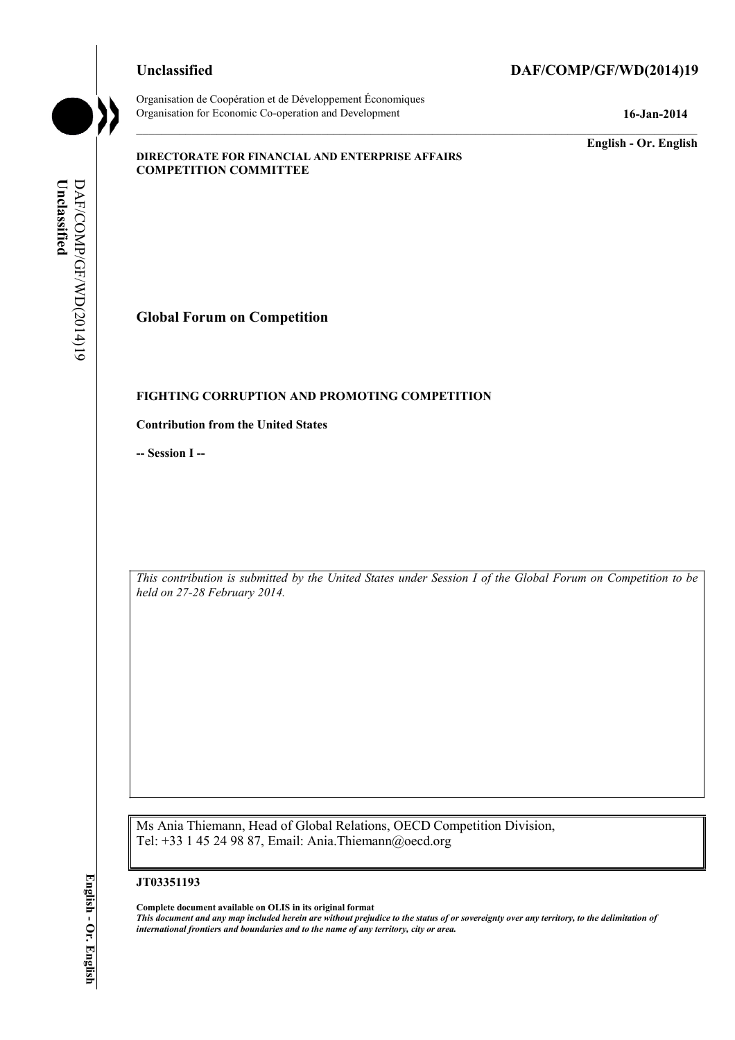**Unclassified** **DAF/COMP/GF/WD(2014)19**

Organisation de Coopération et de Développement Économiques
Organisation for Economic Co-operation and Development **16-Jan-2014**

**English - Or. English**

**DIRECTORATE FOR FINANCIAL AND ENTERPRISE AFFAIRS**
**COMPETITION COMMITTEE**

## Global Forum on Competition

### FIGHTING CORRUPTION AND PROMOTING COMPETITION

**Contribution from the United States**

**-- Session I --**

*This contribution is submitted by the United States under Session I of the Global Forum on Competition to be held on 27-28 February 2014.*

Ms Ania Thiemann, Head of Global Relations, OECD Competition Division,
Tel: +33 1 45 24 98 87, Email: Ania.Thiemann@oecd.org

**JT03351193**

**Complete document available on OLIS in its original format**
***This document and any map included herein are without prejudice to the status of or sovereignty over any territory, to the delimitation of international frontiers and boundaries and to the name of any territory, city or area.***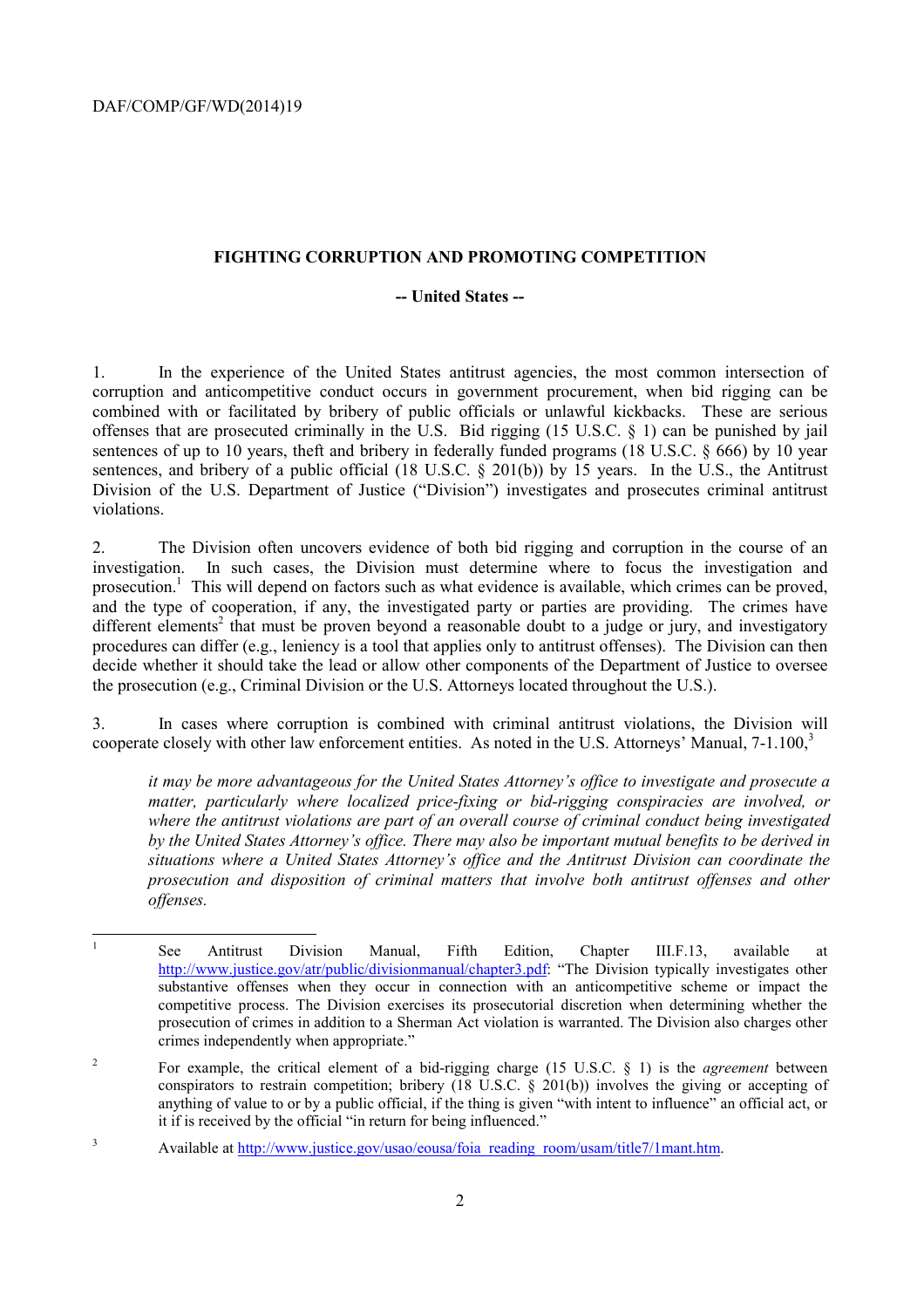## FIGHTING CORRUPTION AND PROMOTING COMPETITION

### -- United States --

1. In the experience of the United States antitrust agencies, the most common intersection of corruption and anticompetitive conduct occurs in government procurement, when bid rigging can be combined with or facilitated by bribery of public officials or unlawful kickbacks. These are serious offenses that are prosecuted criminally in the U.S. Bid rigging (15 U.S.C. § 1) can be punished by jail sentences of up to 10 years, theft and bribery in federally funded programs (18 U.S.C. § 666) by 10 year sentences, and bribery of a public official (18 U.S.C. § 201(b)) by 15 years. In the U.S., the Antitrust Division of the U.S. Department of Justice ("Division") investigates and prosecutes criminal antitrust violations.

2. The Division often uncovers evidence of both bid rigging and corruption in the course of an investigation. In such cases, the Division must determine where to focus the investigation and prosecution.[1] This will depend on factors such as what evidence is available, which crimes can be proved, and the type of cooperation, if any, the investigated party or parties are providing. The crimes have different elements[2] that must be proven beyond a reasonable doubt to a judge or jury, and investigatory procedures can differ (e.g., leniency is a tool that applies only to antitrust offenses). The Division can then decide whether it should take the lead or allow other components of the Department of Justice to oversee the prosecution (e.g., Criminal Division or the U.S. Attorneys located throughout the U.S.).

3. In cases where corruption is combined with criminal antitrust violations, the Division will cooperate closely with other law enforcement entities. As noted in the U.S. Attorneys' Manual, 7-1.100,[3]

> *it may be more advantageous for the United States Attorney's office to investigate and prosecute a matter, particularly where localized price-fixing or bid-rigging conspiracies are involved, or where the antitrust violations are part of an overall course of criminal conduct being investigated by the United States Attorney's office. There may also be important mutual benefits to be derived in situations where a United States Attorney's office and the Antitrust Division can coordinate the prosecution and disposition of criminal matters that involve both antitrust offenses and other offenses.*

---

[1] See Antitrust Division Manual, Fifth Edition, Chapter III.F.13, available at http://www.justice.gov/atr/public/divisionmanual/chapter3.pdf: "The Division typically investigates other substantive offenses when they occur in connection with an anticompetitive scheme or impact the competitive process. The Division exercises its prosecutorial discretion when determining whether the prosecution of crimes in addition to a Sherman Act violation is warranted. The Division also charges other crimes independently when appropriate."

[2] For example, the critical element of a bid-rigging charge (15 U.S.C. § 1) is the *agreement* between conspirators to restrain competition; bribery (18 U.S.C. § 201(b)) involves the giving or accepting of anything of value to or by a public official, if the thing is given "with intent to influence" an official act, or it if is received by the official "in return for being influenced."

[3] Available at http://www.justice.gov/usao/eousa/foia_reading_room/usam/title7/1mant.htm.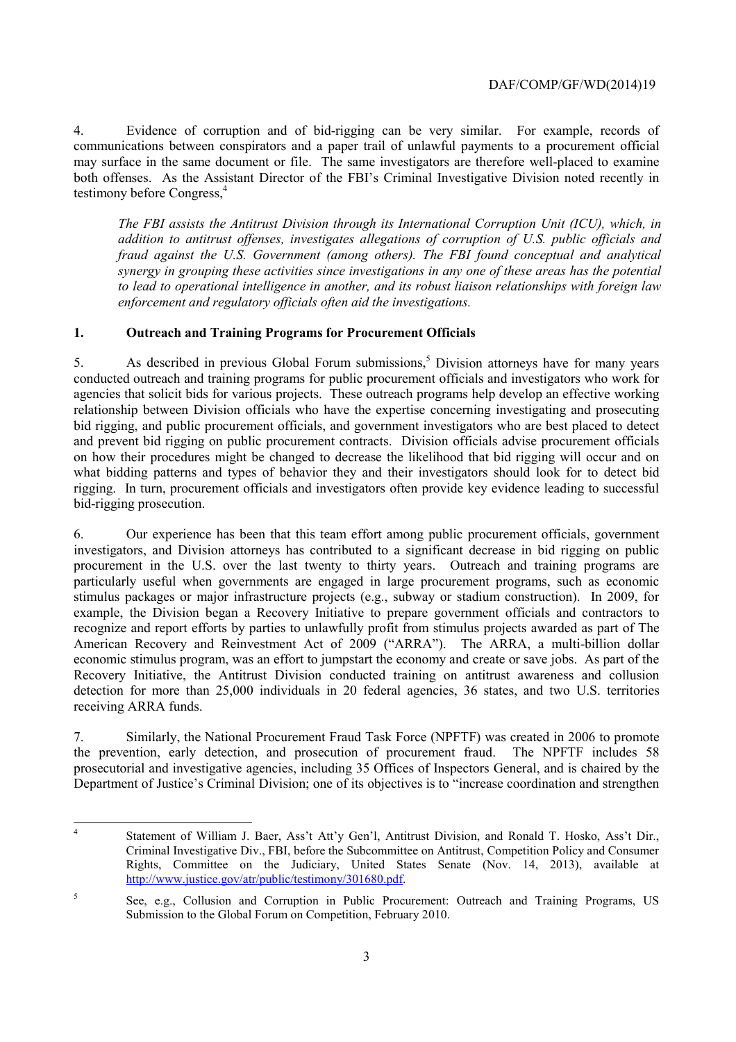4. Evidence of corruption and of bid-rigging can be very similar. For example, records of communications between conspirators and a paper trail of unlawful payments to a procurement official may surface in the same document or file. The same investigators are therefore well-placed to examine both offenses. As the Assistant Director of the FBI's Criminal Investigative Division noted recently in testimony before Congress,[4]

> *The FBI assists the Antitrust Division through its International Corruption Unit (ICU), which, in addition to antitrust offenses, investigates allegations of corruption of U.S. public officials and fraud against the U.S. Government (among others). The FBI found conceptual and analytical synergy in grouping these activities since investigations in any one of these areas has the potential to lead to operational intelligence in another, and its robust liaison relationships with foreign law enforcement and regulatory officials often aid the investigations.*

## 1. Outreach and Training Programs for Procurement Officials

5. As described in previous Global Forum submissions,[5] Division attorneys have for many years conducted outreach and training programs for public procurement officials and investigators who work for agencies that solicit bids for various projects. These outreach programs help develop an effective working relationship between Division officials who have the expertise concerning investigating and prosecuting bid rigging, and public procurement officials, and government investigators who are best placed to detect and prevent bid rigging on public procurement contracts. Division officials advise procurement officials on how their procedures might be changed to decrease the likelihood that bid rigging will occur and on what bidding patterns and types of behavior they and their investigators should look for to detect bid rigging. In turn, procurement officials and investigators often provide key evidence leading to successful bid-rigging prosecution.

6. Our experience has been that this team effort among public procurement officials, government investigators, and Division attorneys has contributed to a significant decrease in bid rigging on public procurement in the U.S. over the last twenty to thirty years. Outreach and training programs are particularly useful when governments are engaged in large procurement programs, such as economic stimulus packages or major infrastructure projects (e.g., subway or stadium construction). In 2009, for example, the Division began a Recovery Initiative to prepare government officials and contractors to recognize and report efforts by parties to unlawfully profit from stimulus projects awarded as part of The American Recovery and Reinvestment Act of 2009 ("ARRA"). The ARRA, a multi-billion dollar economic stimulus program, was an effort to jumpstart the economy and create or save jobs. As part of the Recovery Initiative, the Antitrust Division conducted training on antitrust awareness and collusion detection for more than 25,000 individuals in 20 federal agencies, 36 states, and two U.S. territories receiving ARRA funds.

7. Similarly, the National Procurement Fraud Task Force (NPFTF) was created in 2006 to promote the prevention, early detection, and prosecution of procurement fraud. The NPFTF includes 58 prosecutorial and investigative agencies, including 35 Offices of Inspectors General, and is chaired by the Department of Justice's Criminal Division; one of its objectives is to "increase coordination and strengthen

---

[4] Statement of William J. Baer, Ass't Att'y Gen'l, Antitrust Division, and Ronald T. Hosko, Ass't Dir., Criminal Investigative Div., FBI, before the Subcommittee on Antitrust, Competition Policy and Consumer Rights, Committee on the Judiciary, United States Senate (Nov. 14, 2013), available at http://www.justice.gov/atr/public/testimony/301680.pdf.

[5] See, e.g., Collusion and Corruption in Public Procurement: Outreach and Training Programs, US Submission to the Global Forum on Competition, February 2010.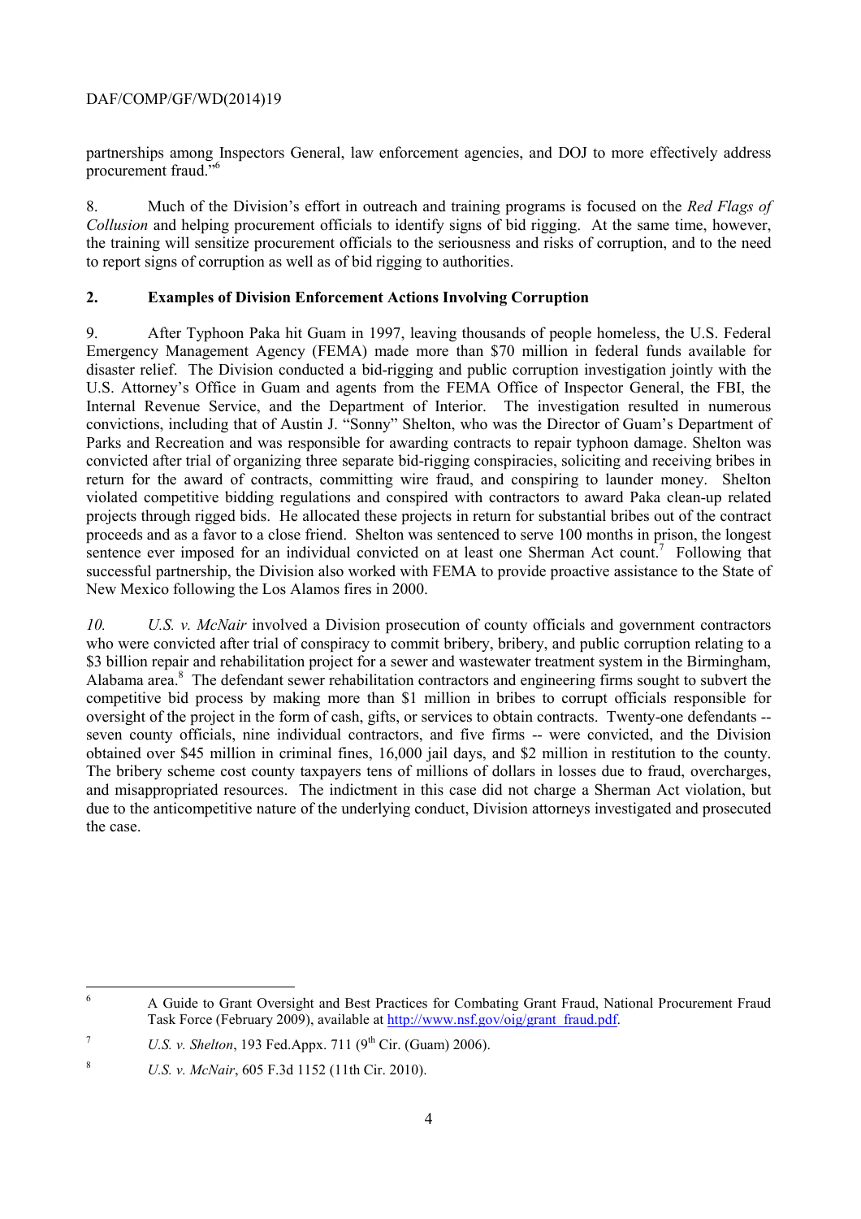partnerships among Inspectors General, law enforcement agencies, and DOJ to more effectively address procurement fraud."[6]

8. Much of the Division's effort in outreach and training programs is focused on the *Red Flags of Collusion* and helping procurement officials to identify signs of bid rigging. At the same time, however, the training will sensitize procurement officials to the seriousness and risks of corruption, and to the need to report signs of corruption as well as of bid rigging to authorities.

## 2. Examples of Division Enforcement Actions Involving Corruption

9. After Typhoon Paka hit Guam in 1997, leaving thousands of people homeless, the U.S. Federal Emergency Management Agency (FEMA) made more than $70 million in federal funds available for disaster relief. The Division conducted a bid-rigging and public corruption investigation jointly with the U.S. Attorney's Office in Guam and agents from the FEMA Office of Inspector General, the FBI, the Internal Revenue Service, and the Department of Interior. The investigation resulted in numerous convictions, including that of Austin J. "Sonny" Shelton, who was the Director of Guam's Department of Parks and Recreation and was responsible for awarding contracts to repair typhoon damage. Shelton was convicted after trial of organizing three separate bid-rigging conspiracies, soliciting and receiving bribes in return for the award of contracts, committing wire fraud, and conspiring to launder money. Shelton violated competitive bidding regulations and conspired with contractors to award Paka clean-up related projects through rigged bids. He allocated these projects in return for substantial bribes out of the contract proceeds and as a favor to a close friend. Shelton was sentenced to serve 100 months in prison, the longest sentence ever imposed for an individual convicted on at least one Sherman Act count.[7] Following that successful partnership, the Division also worked with FEMA to provide proactive assistance to the State of New Mexico following the Los Alamos fires in 2000.

*10.* *U.S. v. McNair* involved a Division prosecution of county officials and government contractors who were convicted after trial of conspiracy to commit bribery, bribery, and public corruption relating to a $3 billion repair and rehabilitation project for a sewer and wastewater treatment system in the Birmingham, Alabama area.[8] The defendant sewer rehabilitation contractors and engineering firms sought to subvert the competitive bid process by making more than $1 million in bribes to corrupt officials responsible for oversight of the project in the form of cash, gifts, or services to obtain contracts. Twenty-one defendants -- seven county officials, nine individual contractors, and five firms -- were convicted, and the Division obtained over $45 million in criminal fines, 16,000 jail days, and $2 million in restitution to the county. The bribery scheme cost county taxpayers tens of millions of dollars in losses due to fraud, overcharges, and misappropriated resources. The indictment in this case did not charge a Sherman Act violation, but due to the anticompetitive nature of the underlying conduct, Division attorneys investigated and prosecuted the case.

---

[6] A Guide to Grant Oversight and Best Practices for Combating Grant Fraud, National Procurement Fraud Task Force (February 2009), available at http://www.nsf.gov/oig/grant_fraud.pdf.

[7] *U.S. v. Shelton*, 193 Fed.Appx. 711 (9th Cir. (Guam) 2006).

[8] *U.S. v. McNair*, 605 F.3d 1152 (11th Cir. 2010).